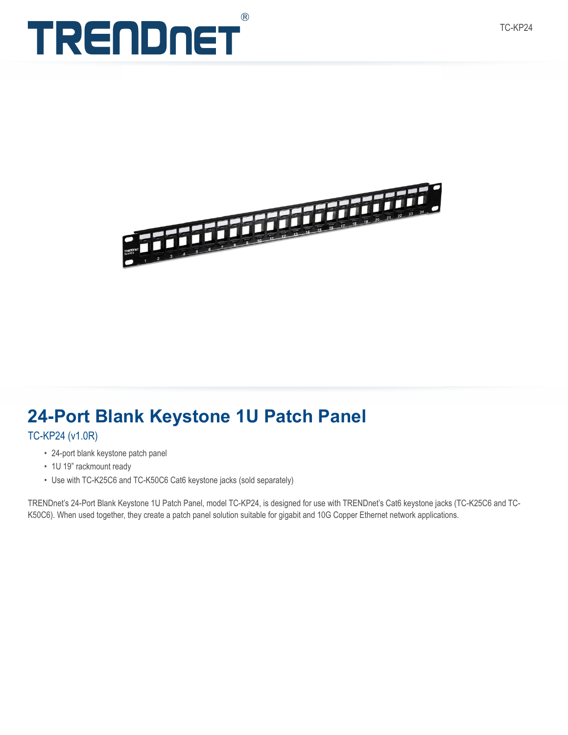# 24-Port Blank Keystone 1U Patch Panel

TC-KP24 (v1.0R)

- 24-port blank keystone patch panel
- 1U 19" rackmount ready
- Use with TC-K25C6 and TC-K50C6 Cat6 keystone jacks (sold separately)

TRENDnet's 24-Port Blank Keystone 1U Patch Panel, model TC-KP24, is designed for use with TRENDnet's Cat6 keystone jacks (TC-K25C6 and TC-K50C6). When used together, they create a patch panel solution suitable for gigabit and 10G Copper Ethernet network applications.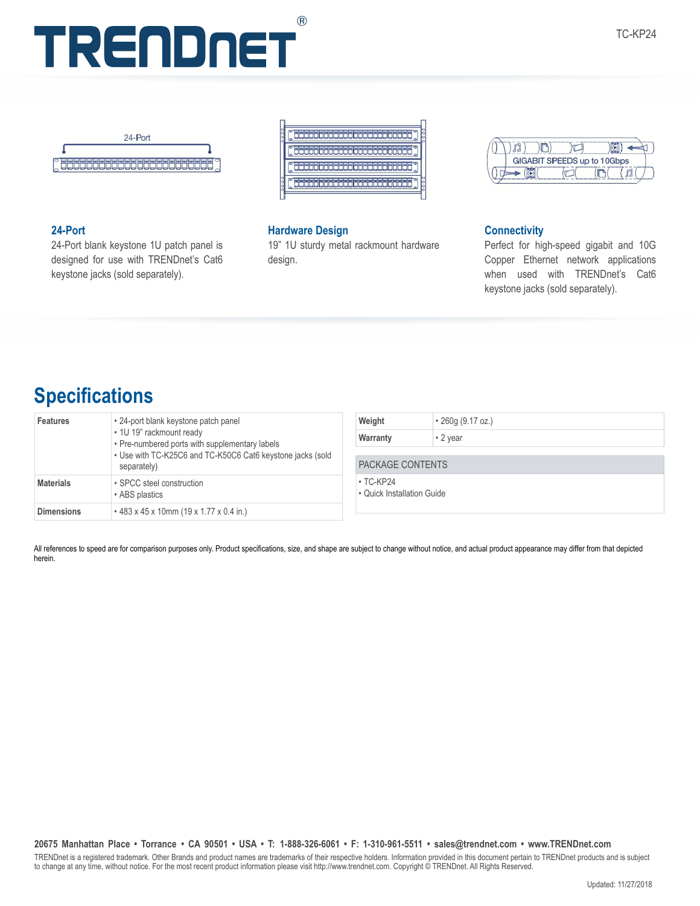### 24-Port

24-Port blank keystone 1U patch panel is designed for use with TRENDnet's Cat6 keystone jacks (sold separately).

### Hardware Design

19" 1U sturdy metal rackmount hardware design.

### Connectivity

Perfect for high-speed gigabit and 10G Copper Ethernet network applications when used with TRENDnet's Cat6 keystone jacks (sold separately).

## Specifications

| | |
|---|---|
| **Features** | • 24-port blank keystone patch panel<br>• 1U 19" rackmount ready<br>• Pre-numbered ports with supplementary labels<br>• Use with TC-K25C6 and TC-K50C6 Cat6 keystone jacks (sold separately) |
| **Materials** | • SPCC steel construction<br>• ABS plastics |
| **Dimensions** | • 483 x 45 x 10mm (19 x 1.77 x 0.4 in.) |
| **Weight** | • 260g (9.17 oz.) |
| **Warranty** | • 2 year |

| PACKAGE CONTENTS |
|---|
| • TC-KP24<br>• Quick Installation Guide |

All references to speed are for comparison purposes only. Product specifications, size, and shape are subject to change without notice, and actual product appearance may differ from that depicted herein.

**20675 Manhattan Place • Torrance • CA 90501 • USA • T: 1-888-326-6061 • F: 1-310-961-5511 • sales@trendnet.com • www.TRENDnet.com**

TRENDnet is a registered trademark. Other Brands and product names are trademarks of their respective holders. Information provided in this document pertain to TRENDnet products and is subject to change at any time, without notice. For the most recent product information please visit http://www.trendnet.com. Copyright © TRENDnet. All Rights Reserved.

Updated: 11/27/2018